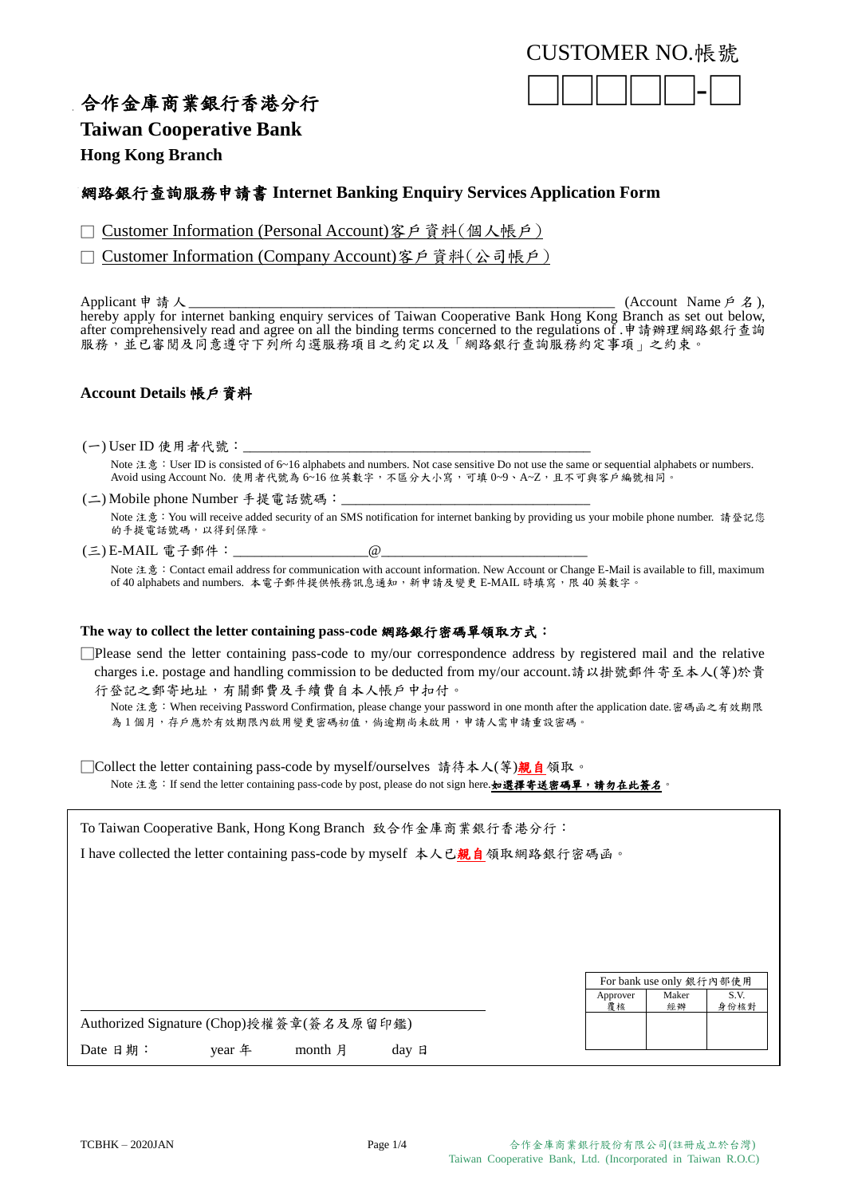CUSTOMER NO.帳號

☐☐☐☐☐-☐

# 合作金庫商業銀行香港分行

## Taiwan Cooperative Bank

### Hong Kong Branch

## 網路銀行查詢服務申請書 Internet Banking Enquiry Services Application Form

☐ Customer Information (Personal Account)客戶資料(個人帳戶)

☐ Customer Information (Company Account)客戶資料(公司帳戶)

Applicant 申請人 ______________________________________________________ (Account Name 戶名), hereby apply for internet banking enquiry services of Taiwan Cooperative Bank Hong Kong Branch as set out below, after comprehensively read and agree on all the binding terms concerned to the regulations of .申請辦理網路銀行查詢服務，並已審閱及同意遵守下列所勾選服務項目之約定以及「網路銀行查詢服務約定事項」之約束。

### Account Details 帳戶資料

(一) User ID 使用者代號：_____________________________________________

Note 注意：User ID is consisted of 6~16 alphabets and numbers. Not case sensitive Do not use the same or sequential alphabets or numbers. Avoid using Account No. 使用者代號為 6~16 位英數字，不區分大小寫，可填 0~9、A~Z，且不可與客戶編號相同。

(二) Mobile phone Number 手提電話號碼：________________________________

Note 注意：You will receive added security of an SMS notification for internet banking by providing us your mobile phone number. 請登記您的手提電話號碼，以得到保障。

(三) E-MAIL 電子郵件：__________________@____________________________

Note 注意：Contact email address for communication with account information. New Account or Change E-Mail is available to fill, maximum of 40 alphabets and numbers. 本電子郵件提供帳務訊息通知，新申請及變更 E-MAIL 時填寫，限 40 英數字。

### The way to collect the letter containing pass-code 網路銀行密碼單領取方式：

☐Please send the letter containing pass-code to my/our correspondence address by registered mail and the relative charges i.e. postage and handling commission to be deducted from my/our account.請以掛號郵件寄至本人(等)於貴行登記之郵寄地址，有關郵費及手續費自本人帳戶中扣付。

Note 注意：When receiving Password Confirmation, please change your password in one month after the application date.密碼函之有效期限為 1 個月，存戶應於有效期限內啟用變更密碼初值，倘逾期尚未啟用，申請人需申請重設密碼。

☐Collect the letter containing pass-code by myself/ourselves 請待本人(等)**親自**領取。

Note 注意：If send the letter containing pass-code by post, please do not sign here.**如選擇寄送密碼單，請勿在此簽名**。

To Taiwan Cooperative Bank, Hong Kong Branch 致合作金庫商業銀行香港分行：

I have collected the letter containing pass-code by myself 本人已**親自**領取網路銀行密碼函。

_____________________________________________

Authorized Signature (Chop)授權簽章(簽名及原留印鑑)

Date 日期：　　year 年　　month 月　　day 日

| For bank use only 銀行內部使用 | | |
|---|---|---|
| Approver 覆核 | Maker 經辦 | S.V. 身份核對 |
| | | |

TCBHK – 2020JAN

合作金庫商業銀行股份有限公司(註冊成立於台灣)
Taiwan Cooperative Bank, Ltd. (Incorporated in Taiwan R.O.C)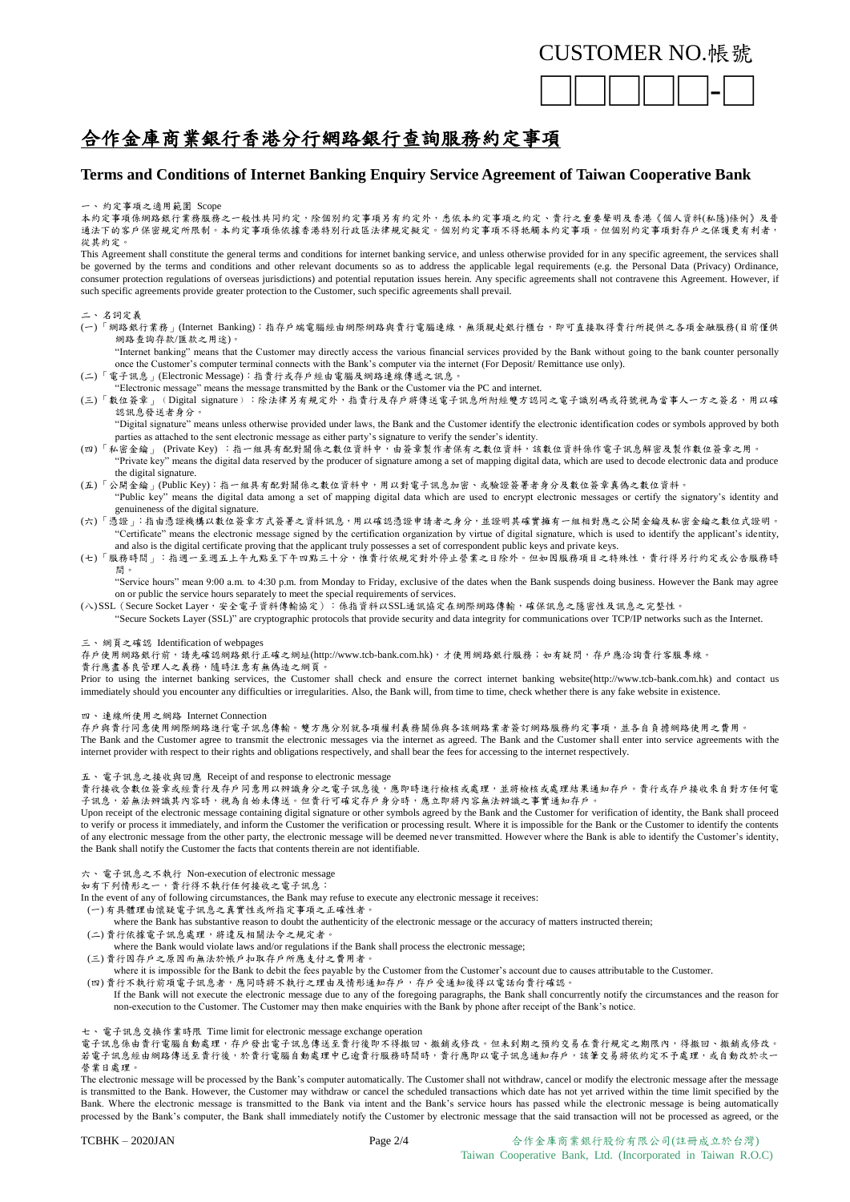CUSTOMER NO.帳號

□□□□□-□

# 合作金庫商業銀行香港分行網路銀行查詢服務約定事項

## Terms and Conditions of Internet Banking Enquiry Service Agreement of Taiwan Cooperative Bank

一、約定事項之適用範圍 Scope

本約定事項係網路銀行業務服務之一般性共同約定，除個別約定事項另有約定外，悉依本約定事項之約定、責行之重要聲明及香港《個人資料(私隱)條例》及普通法下的客戶保密規定所限制。本約定事項係依據香港特別行政區法律規定擬定。個別約定事項不得牴觸本約定事項。但個別約定事項對存戶之保護更有利者，從其約定。

This Agreement shall constitute the general terms and conditions for internet banking service, and unless otherwise provided for in any specific agreement, the services shall be governed by the terms and conditions and other relevant documents so as to address the applicable legal requirements (e.g. the Personal Data (Privacy) Ordinance, consumer protection regulations of overseas jurisdictions) and potential reputation issues herein. Any specific agreements shall not contravene this Agreement. However, if such specific agreements provide greater protection to the Customer, such specific agreements shall prevail.

二、名詞定義

(一)「網路銀行業務」(Internet Banking)：指存戶端電腦經由網際網路與責行電腦連線，無須親赴銀行櫃台，即可直接取得責行所提供之各項金融服務(目前僅供網路查詢存款/匯款之用途)。

"Internet banking" means that the Customer may directly access the various financial services provided by the Bank without going to the bank counter personally once the Customer's computer terminal connects with the Bank's computer via the internet (For Deposit/ Remittance use only).

(二)「電子訊息」(Electronic Message)：指責行或存戶經由電腦及網路連線傳遞之訊息。

"Electronic message" means the message transmitted by the Bank or the Customer via the PC and internet.

(三)「數位簽章」（Digital signature）：除法律另有規定外，指責行及存戶將傳送電子訊息所附經雙方認同之電子識別碼或符號視為當事人一方之簽名，用以確認訊息發送者身分。

"Digital signature" means unless otherwise provided under laws, the Bank and the Customer identify the electronic identification codes or symbols approved by both parties as attached to the sent electronic message as either party's signature to verify the sender's identity.

(四)「私密金鑰」 (Private Key) ：指一組具有配對關係之數位資料中，由簽章製作者保有之數位資料，該數位資料係作電子訊息解密及製作數位簽章之用。

"Private key" means the digital data reserved by the producer of signature among a set of mapping digital data, which are used to decode electronic data and produce the digital signature.

(五)「公開金鑰」(Public Key)：指一組具有配對關係之數位資料中，用以對電子訊息加密、或驗證簽署者身分及數位簽章真偽之數位資料。

"Public key" means the digital data among a set of mapping digital data which are used to encrypt electronic messages or certify the signatory's identity and genuineness of the digital signature.

(六)「憑證」：指由憑證機構以數位簽章方式簽署之資料訊息，用以確認憑證申請者之身分，並證明其確實擁有一組相對應之公開金鑰及私密金鑰之數位式證明。

"Certificate" means the electronic message signed by the certification organization by virtue of digital signature, which is used to identify the applicant's identity, and also is the digital certificate proving that the applicant truly possesses a set of correspondent public keys and private keys.

(七)「服務時間」：指週一至週五上午九點至下午四點三十分，惟責行依規定對外停止營業之日除外。但如因服務項目之特殊性，責行得另行約定或公告服務時間。

"Service hours" mean 9:00 a.m. to 4:30 p.m. from Monday to Friday, exclusive of the dates when the Bank suspends doing business. However the Bank may agree on or public the service hours separately to meet the special requirements of services.

(八)SSL（Secure Socket Layer，安全電子資料傳輸協定）：係指資料以SSL通訊協定在網際網路傳輸，確保訊息之隱密性及訊息之完整性。

"Secure Sockets Layer (SSL)" are cryptographic protocols that provide security and data integrity for communications over TCP/IP networks such as the Internet.

三、網頁之確認 Identification of webpages

存戶使用網路銀行前，請先確認網路銀行正確之網址(http://www.tcb-bank.com.hk)，才使用網路銀行服務；如有疑問，存戶應洽詢責行客服專線。

責行應盡善良管理人之義務，隨時注意有無偽造之網頁。

Prior to using the internet banking services, the Customer shall check and ensure the correct internet banking website(http://www.tcb-bank.com.hk) and contact us immediately should you encounter any difficulties or irregularities. Also, the Bank will, from time to time, check whether there is any fake website in existence.

四、連線所使用之網路 Internet Connection

存戶與責行同意使用網際網路進行電子訊息傳輸。雙方應分別就各項權利義務關係與各該網路業者簽訂網路服務約定事項，並各自負擔網路使用之費用。

The Bank and the Customer agree to transmit the electronic messages via the internet as agreed. The Bank and the Customer shall enter into service agreements with the internet provider with respect to their rights and obligations respectively, and shall bear the fees for accessing to the internet respectively.

五、電子訊息之接收與回應 Receipt of and response to electronic message

責行接收含數位簽章或經責行及存戶同意用以辨識身分之電子訊息後，應即時進行檢核或處理，並將檢核或處理結果通知存戶。責行或存戶接收來自對方任何電子訊息，若無法辨識其內容時，視為自始未傳送。但責行可確定存戶身分時，應立即將內容無法辨識之事實通知存戶。

Upon receipt of the electronic message containing digital signature or other symbols agreed by the Bank and the Customer for verification of identity, the Bank shall proceed to verify or process it immediately, and inform the Customer the verification or processing result. Where it is impossible for the Bank or the Customer to identify the contents of any electronic message from the other party, the electronic message will be deemed never transmitted. However where the Bank is able to identify the Customer's identity, the Bank shall notify the Customer the facts that contents therein are not identifiable.

六、電子訊息之不執行 Non-execution of electronic message

如有下列情形之一，責行得不執行任何接收之電子訊息：

In the event of any of following circumstances, the Bank may refuse to execute any electronic message it receives:

(一)有具體理由懷疑電子訊息之真實性或所指定事項之正確性者。

where the Bank has substantive reason to doubt the authenticity of the electronic message or the accuracy of matters instructed therein;

(二)責行依據電子訊息處理，將違反相關法令之規定者。

where the Bank would violate laws and/or regulations if the Bank shall process the electronic message;

(三)責行因存戶之原因而無法於帳戶扣取存戶所應支付之費用者。

where it is impossible for the Bank to debit the fees payable by the Customer from the Customer's account due to causes attributable to the Customer.

(四)責行不執行前項電子訊息者，應同時將不執行之理由及情形通知存戶，存戶受通知後得以電話向責行確認。

If the Bank will not execute the electronic message due to any of the foregoing paragraphs, the Bank shall concurrently notify the circumstances and the reason for non-execution to the Customer. The Customer may then make enquiries with the Bank by phone after receipt of the Bank's notice.

七、電子訊息交換作業時限 Time limit for electronic message exchange operation

電子訊息係由責行電腦自動處理，存戶發出電子訊息傳送至責行後即不得撤回、撤銷或修改。但未到期之預約交易在責行規定之期限內，得撤回、撤銷或修改。若電子訊息經由網路傳送至責行後，於責行電腦自動處理中已逾責行服務時間時，責行應即以電子訊息通知存戶，該筆交易將依約定不予處理，或自動改於次一營業日處理。

The electronic message will be processed by the Bank's computer automatically. The Customer shall not withdraw, cancel or modify the electronic message after the message is transmitted to the Bank. However, the Customer may withdraw or cancel the scheduled transactions which date has not yet arrived within the time limit specified by the Bank. Where the electronic message is transmitted to the Bank via intent and the Bank's service hours has passed while the electronic message is being automatically processed by the Bank's computer, the Bank shall immediately notify the Customer by electronic message that the said transaction will not be processed as agreed, or the

TCBHK – 2020JAN

合作金庫商業銀行股份有限公司(註冊成立於台灣)
Taiwan Cooperative Bank, Ltd. (Incorporated in Taiwan R.O.C)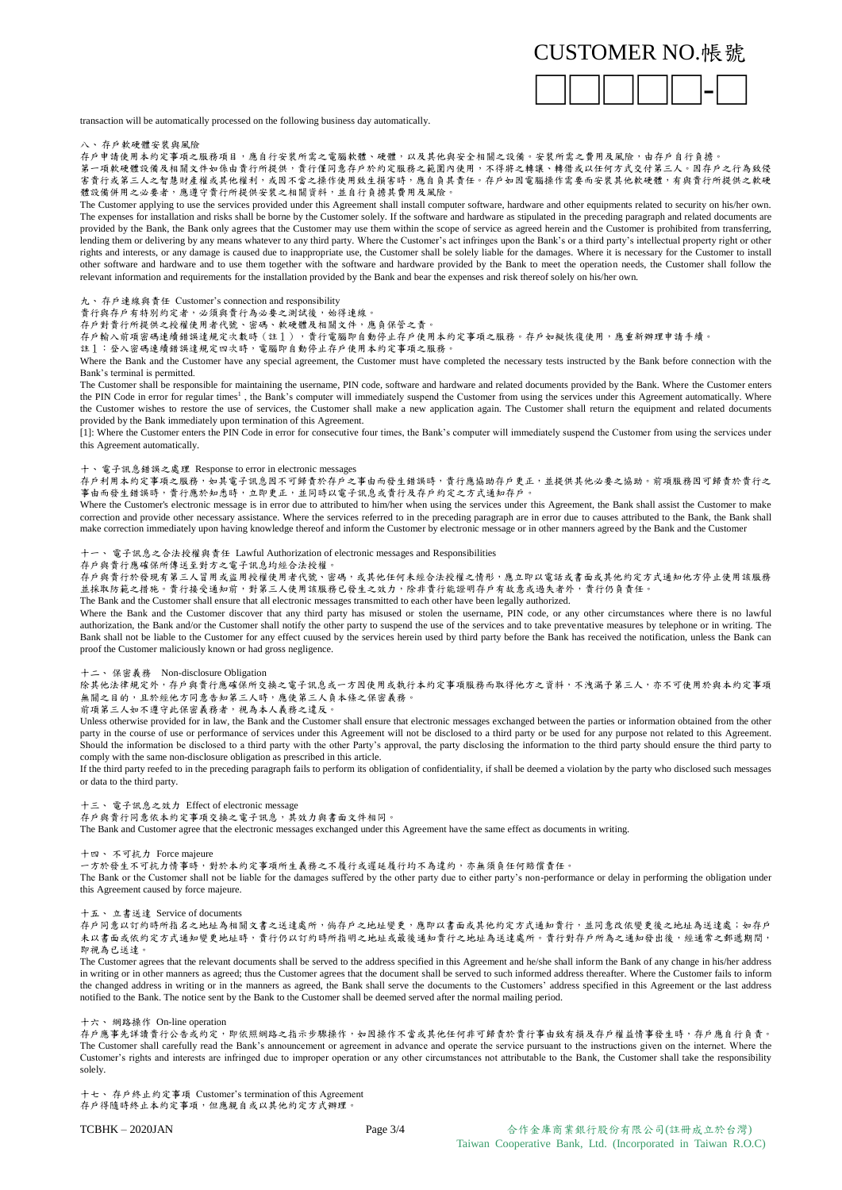transaction will be automatically processed on the following business day automatically.

八、 存戶軟硬體安裝與風險

存戶申請使用本約定事項之服務項目，應自行安裝所需之電腦軟體、硬體，以及其他與安全相關之設備。安裝所需之費用及風險，由存戶自行負擔。

第一項軟硬體設備及相關文件如係由貴行所提供，貴行僅同意存戶於約定服務之範圍內使用，不得將之轉讓、轉借或以任何方式交付第三人。因存戶之行為致侵害貴行或第三人之智慧財產權或其他權利，或因不當之操作使用致生損害時，應自負其責任。存戶如因電腦操作需要而安裝其他軟硬體，有與貴行所提供之軟硬體設備併用之必要者，應遵守貴行所提供安裝之相關資料，並自行負擔其費用及風險。

The Customer applying to use the services provided under this Agreement shall install computer software, hardware and other equipments related to security on his/her own. The expenses for installation and risks shall be borne by the Customer solely. If the software and hardware as stipulated in the preceding paragraph and related documents are provided by the Bank, the Bank only agrees that the Customer may use them within the scope of service as agreed herein and the Customer is prohibited from transferring, lending them or delivering by any means whatever to any third party. Where the Customer's act infringes upon the Bank's or a third party's intellectual property right or other rights and interests, or any damage is caused due to inappropriate use, the Customer shall be solely liable for the damages. Where it is necessary for the Customer to install other software and hardware and to use them together with the software and hardware provided by the Bank to meet the operation needs, the Customer shall follow the relevant information and requirements for the installation provided by the Bank and bear the expenses and risk thereof solely on his/her own.

九、 存戶連線與責任 Customer's connection and responsibility

貴行與存戶有特別約定者，必須與貴行為必要之測試後，始得連線。

存戶對貴行所提供之授權使用者代號、密碼、軟硬體及相關文件，應負保管之責。

存戶輸入前項密碼連續錯誤達規定次數時（註１），貴行電腦即自動停止存戶使用本約定事項之服務。存戶如擬恢復使用，應重新辦理申請手續。

註１：登入密碼連續錯誤達規定四次時，電腦即自動停止存戶使用本約定事項之服務。

Where the Bank and the Customer have any special agreement, the Customer must have completed the necessary tests instructed by the Bank before connection with the Bank's terminal is permitted.

The Customer shall be responsible for maintaining the username, PIN code, software and hardware and related documents provided by the Bank. Where the Customer enters the PIN Code in error for regular times[1] , the Bank's computer will immediately suspend the Customer from using the services under this Agreement automatically. Where the Customer wishes to restore the use of services, the Customer shall make a new application again. The Customer shall return the equipment and related documents provided by the Bank immediately upon termination of this Agreement.

[1]: Where the Customer enters the PIN Code in error for consecutive four times, the Bank's computer will immediately suspend the Customer from using the services under this Agreement automatically.

十、 電子訊息錯誤之處理 Response to error in electronic messages

存戶利用本約定事項之服務，如其電子訊息因不可歸責於存戶之事由而發生錯誤時，貴行應協助存戶更正，並提供其他必要之協助。前項服務因可歸責於貴行之事由而發生錯誤時，貴行應於知悉時，立即更正，並同時以電子訊息或貴行及存戶約定之方式通知存戶。

Where the Customer's electronic message is in error due to attributed to him/her when using the services under this Agreement, the Bank shall assist the Customer to make correction and provide other necessary assistance. Where the services referred to in the preceding paragraph are in error due to causes attributed to the Bank, the Bank shall make correction immediately upon having knowledge thereof and inform the Customer by electronic message or in other manners agreed by the Bank and the Customer

十一、 電子訊息之合法授權與責任 Lawful Authorization of electronic messages and Responsibilities

存戶與貴行應確保所傳送至對方之電子訊息均經合法授權。

存戶與貴行於發現有第三人冒用或盜用授權使用者代號、密碼，或其他任何未經合法授權之情形，應立即以電話或書面或其他約定方式通知他方停止使用該服務並採取防範之措施。貴行接受通知前，對第三人使用該服務已發生之效力，除非貴行能證明存戶有故意或過失者外，貴行仍負責任。

The Bank and the Customer shall ensure that all electronic messages transmitted to each other have been legally authorized.

Where the Bank and the Customer discover that any third party has misused or stolen the username, PIN code, or any other circumstances where there is no lawful authorization, the Bank and/or the Customer shall notify the other party to suspend the use of the services and to take preventative measures by telephone or in writing. The Bank shall not be liable to the Customer for any effect cuused by the services herein used by third party before the Bank has received the notification, unless the Bank can proof the Customer maliciously known or had gross negligence.

十二、 保密義務 Non-disclosure Obligation

除其他法律規定外，存戶與貴行應確保所交換之電子訊息或一方因使用或執行本約定事項服務而取得他方之資料，不洩漏予第三人，亦不可使用於與本約定事項無關之目的，且於經他方同意告知第三人時，應使第三人負本條之保密義務。

前項第三人如不遵守此保密義務者，視為本人義務之違反。

Unless otherwise provided for in law, the Bank and the Customer shall ensure that electronic messages exchanged between the parties or information obtained from the other party in the course of use or performance of services under this Agreement will not be disclosed to a third party or be used for any purpose not related to this Agreement. Should the information be disclosed to a third party with the other Party's approval, the party disclosing the information to the third party should ensure the third party to comply with the same non-disclosure obligation as prescribed in this article.

If the third party reefed to in the preceding paragraph fails to perform its obligation of confidentiality, if shall be deemed a violation by the party who disclosed such messages or data to the third party.

十三、 電子訊息之效力 Effect of electronic message

存戶與貴行同意依本約定事項交換之電子訊息，其效力與書面文件相同。

The Bank and Customer agree that the electronic messages exchanged under this Agreement have the same effect as documents in writing.

十四、 不可抗力 Force majeure

一方於發生不可抗力情事時，對於本約定事項所生義務之不履行或遲延履行均不為違約，亦無須負任何賠償責任。

The Bank or the Customer shall not be liable for the damages suffered by the other party due to either party's non-performance or delay in performing the obligation under this Agreement caused by force majeure.

十五、 立書送達 Service of documents

存戶同意以訂約時所指名之地址為相關文書之送達處所，倘存戶之地址變更，應即以書面或其他約定方式通知貴行，並同意改依變更後之地址為送達處；如存戶未以書面或依約定方式通知變更地址時，貴行仍以訂約時所指明之地址或最後通知貴行之地址為送達處所。貴行對存戶所為之通知發出後，經通常之郵遞期間，即視為已送達。

The Customer agrees that the relevant documents shall be served to the address specified in this Agreement and he/she shall inform the Bank of any change in his/her address in writing or in other manners as agreed; thus the Customer agrees that the document shall be served to such informed address thereafter. Where the Customer fails to inform the changed address in writing or in the manners as agreed, the Bank shall serve the documents to the Customers' address specified in this Agreement or the last address notified to the Bank. The notice sent by the Bank to the Customer shall be deemed served after the normal mailing period.

十六、 網路操作 On-line operation

存戶應事先詳讀貴行公告或約定，即依照網路之指示步驟操作，如因操作不當或其他任何非可歸責於貴行事由致有損及存戶權益情事發生時，存戶應自行負責。

The Customer shall carefully read the Bank's announcement or agreement in advance and operate the service pursuant to the instructions given on the internet. Where the Customer's rights and interests are infringed due to improper operation or any other circumstances not attributable to the Bank, the Customer shall take the responsibility solely.

十七、 存戶終止約定事項 Customer's termination of this Agreement

存戶得隨時終止本約定事項，但應親自或以其他約定方式辦理。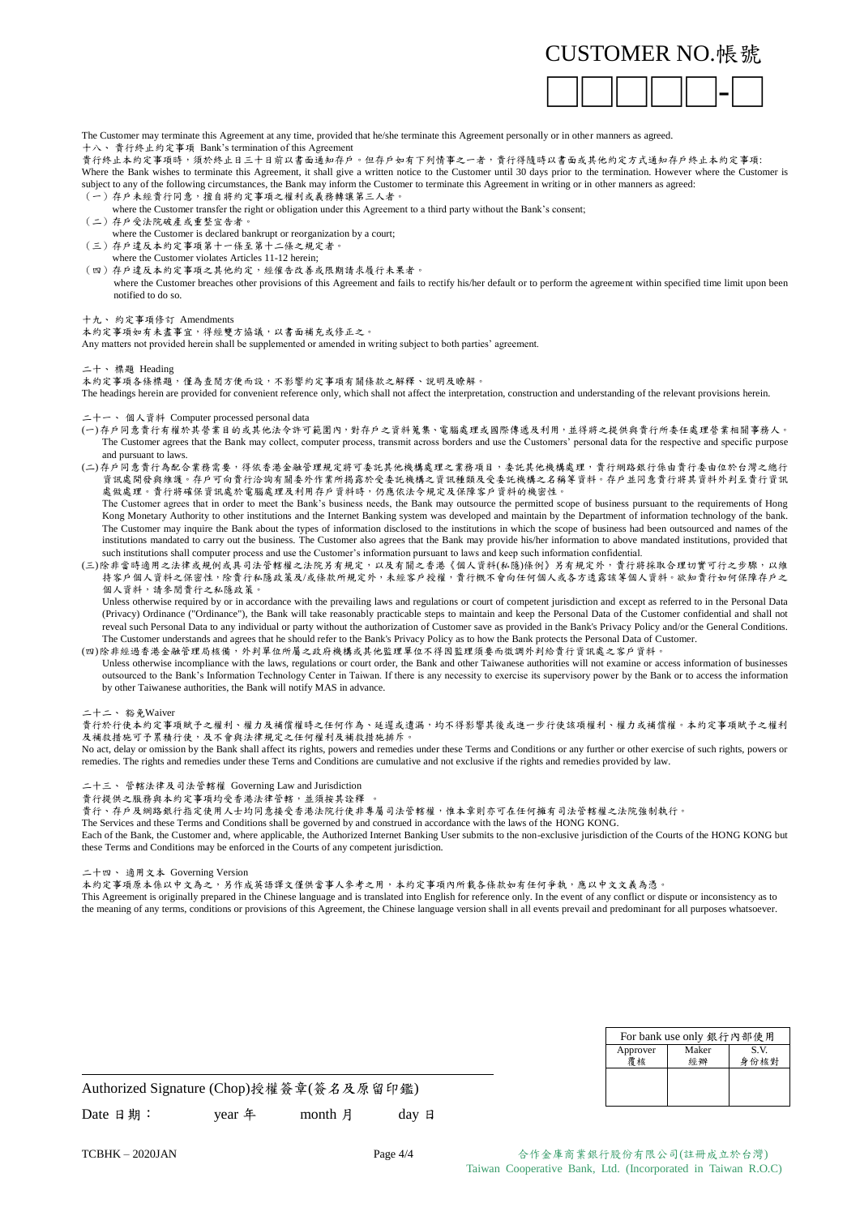CUSTOMER NO.帳號

□□□□□-□

The Customer may terminate this Agreement at any time, provided that he/she terminate this Agreement personally or in other manners as agreed.

十八、 貴行終止約定事項 Bank's termination of this Agreement

貴行終止本約定事項時，須於終止日三十日前以書面通知存戶。但存戶如有下列情事之一者，貴行得隨時以書面或其他約定方式通知存戶終止本約定事項:
Where the Bank wishes to terminate this Agreement, it shall give a written notice to the Customer until 30 days prior to the termination. However where the Customer is subject to any of the following circumstances, the Bank may inform the Customer to terminate this Agreement in writing or in other manners as agreed:

（一）存戶未經貴行同意，擅自將約定事項之權利或義務轉讓第三人者。
where the Customer transfer the right or obligation under this Agreement to a third party without the Bank's consent;

（二）存戶受法院破產或重整宣告者。
where the Customer is declared bankrupt or reorganization by a court;

（三）存戶違反本約定事項第十一條至第十二條之規定者。
where the Customer violates Articles 11-12 herein;

（四）存戶違反本約定事項之其他約定，經催告改善或限期請求履行未果者。
where the Customer breaches other provisions of this Agreement and fails to rectify his/her default or to perform the agreement within specified time limit upon been notified to do so.

十九、 約定事項修訂 Amendments

本約定事項如有未盡事宜，得經雙方協議，以書面補充或修正之。
Any matters not provided herein shall be supplemented or amended in writing subject to both parties' agreement.

二十、 標題 Heading

本約定事項各條標題，僅為查閱方便而設，不影響約定事項有關條款之解釋、說明及瞭解。
The headings herein are provided for convenient reference only, which shall not affect the interpretation, construction and understanding of the relevant provisions herein.

二十一、 個人資料 Computer processed personal data

(一)存戶同意貴行有權於其營業目的或其他法令許可範圍內，對存戶之資料蒐集、電腦處理或國際傳遞及利用，並得將之提供與貴行所委任處理營業相關事務人。
The Customer agrees that the Bank may collect, computer process, transmit across borders and use the Customers' personal data for the respective and specific purpose and pursuant to laws.

(二)存戶同意貴行為配合業務需要，得依香港金融管理規定將可委託其他機構處理之業務項目，委託其他機構處理，貴行網路銀行係由貴行委由位於台灣之總行資訊處開發與維護。存戶可向貴行洽詢有關委外作業所揭露於受委託機構之資訊種類及受委託機構之名稱等資料。存戶並同意貴行將其資料外判至貴行資訊處做處理。貴行將確保資訊處於電腦處理及利用存戶資料時，仍應依法令規定及保障客戶資料的機密性。
The Customer agrees that in order to meet the Bank's business needs, the Bank may outsource the permitted scope of business pursuant to the requirements of Hong Kong Monetary Authority to other institutions and the Internet Banking system was developed and maintain by the Department of information technology of the bank. The Customer may inquire the Bank about the types of information disclosed to the institutions in which the scope of business had been outsourced and names of the institutions mandated to carry out the business. The Customer also agrees that the Bank may provide his/her information to above mandated institutions, provided that such institutions shall computer process and use the Customer's information pursuant to laws and keep such information confidential.

(三)除非當時適用之法律或規例或具司法管轄權之法院另有規定，以及有關之香港《個人資料(私隱)條例》另有規定外，貴行將採取合理切實可行之步驟，以維持客戶個人資料之保密性，除貴行私隱政策及/或條款所規定外，未經客戶授權，貴行概不會向任何個人或各方透露該等個人資料。欲知貴行如何保障存戶之個人資料，請參閱貴行之私隱政策。
Unless otherwise required by or in accordance with the prevailing laws and regulations or court of competent jurisdiction and except as referred to in the Personal Data (Privacy) Ordinance ("Ordinance"), the Bank will take reasonably practicable steps to maintain and keep the Personal Data of the Customer confidential and shall not reveal such Personal Data to any individual or party without the authorization of Customer save as provided in the Bank's Privacy Policy and/or the General Conditions. The Customer understands and agrees that he should refer to the Bank's Privacy Policy as to how the Bank protects the Personal Data of Customer.

(四)除非經過香港金融管理局核備，外判單位所屬之政府機構或其他監理單位不得因監理須要而徵調外判給貴行資訊處之客戶資料。
Unless otherwise incompliance with the laws, regulations or court order, the Bank and other Taiwanese authorities will not examine or access information of businesses outsourced to the Bank's Information Technology Center in Taiwan. If there is any necessity to exercise its supervisory power by the Bank or to access the information by other Taiwanese authorities, the Bank will notify MAS in advance.

二十二、 豁免Waiver

貴行於行使本約定事項賦予之權利、權力及補償權時之任何作為、延遲或遺漏，均不得影響其後或進一步行使該項權利、權力或補償權。本約定事項賦予之權利及補救措施可予累積行使，及不會與法律規定之任何權利及補救措施排斥。
No act, delay or omission by the Bank shall affect its rights, powers and remedies under these Terms and Conditions or any further or other exercise of such rights, powers or remedies. The rights and remedies under these Terms and Conditions are cumulative and not exclusive if the rights and remedies provided by law.

二十三、 管轄法律及司法管轄權 Governing Law and Jurisdiction

貴行提供之服務與本約定事項均受香港法律管轄，並須按其詮釋 。
貴行、存戶及網路銀行指定使用人士均同意接受香港法院行使非專屬司法管轄權，惟本章則亦可在任何擁有司法管轄權之法院強制執行。
The Services and these Terms and Conditions shall be governed by and construed in accordance with the laws of the HONG KONG.
Each of the Bank, the Customer and, where applicable, the Authorized Internet Banking User submits to the non-exclusive jurisdiction of the Courts of the HONG KONG but these Terms and Conditions may be enforced in the Courts of any competent jurisdiction.

二十四、 適用文本 Governing Version

本約定事項原本係以中文為之，另作成英語譯文僅供當事人參考之用，本約定事項內所載各條款如有任何爭執，應以中文文義為憑。
This Agreement is originally prepared in the Chinese language and is translated into English for reference only. In the event of any conflict or dispute or inconsistency as to the meaning of any terms, conditions or provisions of this Agreement, the Chinese language version shall in all events prevail and predominant for all purposes whatsoever.

| For bank use only 銀行內部使用 | | |
|---|---|---|
| Approver 覆核 | Maker 經辦 | S.V. 身份核對 |
| | | |

Authorized Signature (Chop)授權簽章(簽名及原留印鑑)

Date 日期：　　year 年　　month 月　　day 日

TCBHK – 2020JAN

合作金庫商業銀行股份有限公司(註冊成立於台灣)
Taiwan Cooperative Bank, Ltd. (Incorporated in Taiwan R.O.C)